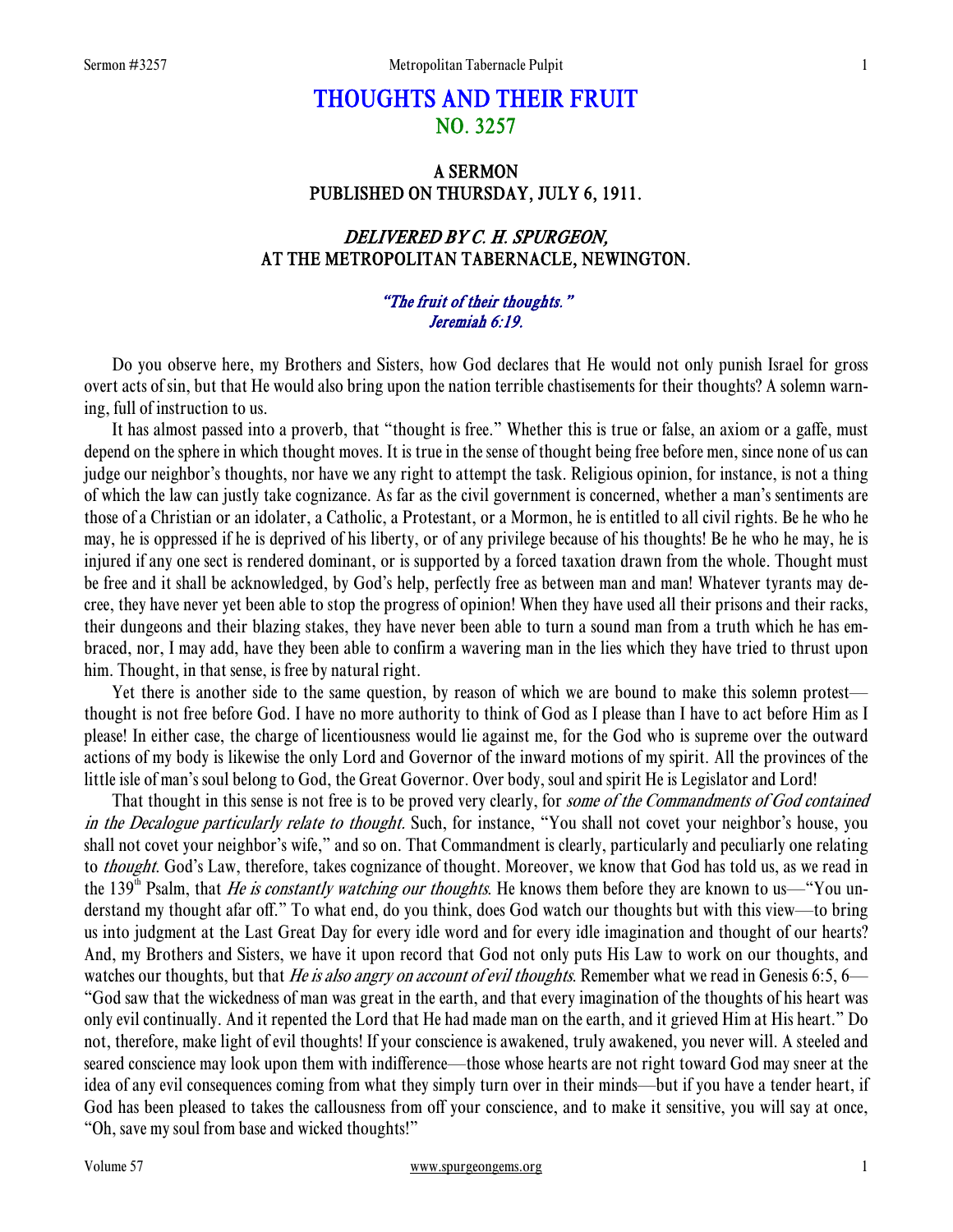# THOUGHTS AND THEIR FRUIT
## NO. 3257

### A SERMON
### PUBLISHED ON THURSDAY, JULY 6, 1911.

### *DELIVERED BY C. H. SPURGEON,*
### AT THE METROPOLITAN TABERNACLE, NEWINGTON.

*"The fruit of their thoughts."*
*Jeremiah 6:19.*

Do you observe here, my Brothers and Sisters, how God declares that He would not only punish Israel for gross overt acts of sin, but that He would also bring upon the nation terrible chastisements for their thoughts? A solemn warning, full of instruction to us.

It has almost passed into a proverb, that "thought is free." Whether this is true or false, an axiom or a gaffe, must depend on the sphere in which thought moves. It is true in the sense of thought being free before men, since none of us can judge our neighbor's thoughts, nor have we any right to attempt the task. Religious opinion, for instance, is not a thing of which the law can justly take cognizance. As far as the civil government is concerned, whether a man's sentiments are those of a Christian or an idolater, a Catholic, a Protestant, or a Mormon, he is entitled to all civil rights. Be he who he may, he is oppressed if he is deprived of his liberty, or of any privilege because of his thoughts! Be he who he may, he is injured if any one sect is rendered dominant, or is supported by a forced taxation drawn from the whole. Thought must be free and it shall be acknowledged, by God's help, perfectly free as between man and man! Whatever tyrants may decree, they have never yet been able to stop the progress of opinion! When they have used all their prisons and their racks, their dungeons and their blazing stakes, they have never been able to turn a sound man from a truth which he has embraced, nor, I may add, have they been able to confirm a wavering man in the lies which they have tried to thrust upon him. Thought, in that sense, is free by natural right.

Yet there is another side to the same question, by reason of which we are bound to make this solemn protest—thought is not free before God. I have no more authority to think of God as I please than I have to act before Him as I please! In either case, the charge of licentiousness would lie against me, for the God who is supreme over the outward actions of my body is likewise the only Lord and Governor of the inward motions of my spirit. All the provinces of the little isle of man's soul belong to God, the Great Governor. Over body, soul and spirit He is Legislator and Lord!

That thought in this sense is not free is to be proved very clearly, for *some of the Commandments of God contained in the Decalogue particularly relate to thought.* Such, for instance, "You shall not covet your neighbor's house, you shall not covet your neighbor's wife," and so on. That Commandment is clearly, particularly and peculiarly one relating to *thought.* God's Law, therefore, takes cognizance of thought. Moreover, we know that God has told us, as we read in the 139th Psalm, that *He is constantly watching our thoughts*. He knows them before they are known to us—"You understand my thought afar off." To what end, do you think, does God watch our thoughts but with this view—to bring us into judgment at the Last Great Day for every idle word and for every idle imagination and thought of our hearts? And, my Brothers and Sisters, we have it upon record that God not only puts His Law to work on our thoughts, and watches our thoughts, but that *He is also angry on account of evil thoughts*. Remember what we read in Genesis 6:5, 6—"God saw that the wickedness of man was great in the earth, and that every imagination of the thoughts of his heart was only evil continually. And it repented the Lord that He had made man on the earth, and it grieved Him at His heart." Do not, therefore, make light of evil thoughts! If your conscience is awakened, truly awakened, you never will. A steeled and seared conscience may look upon them with indifference—those whose hearts are not right toward God may sneer at the idea of any evil consequences coming from what they simply turn over in their minds—but if you have a tender heart, if God has been pleased to takes the callousness from off your conscience, and to make it sensitive, you will say at once, "Oh, save my soul from base and wicked thoughts!"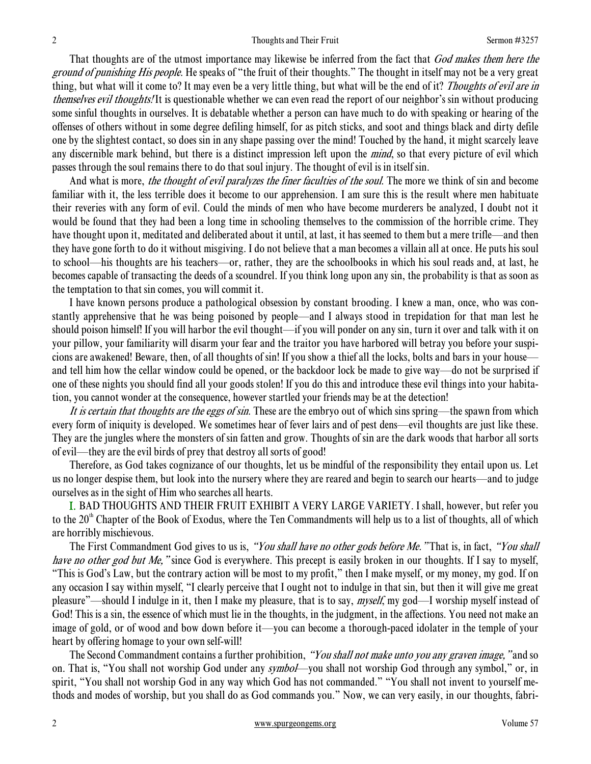That thoughts are of the utmost importance may likewise be inferred from the fact that *God makes them here the ground of punishing His people*. He speaks of "the fruit of their thoughts." The thought in itself may not be a very great thing, but what will it come to? It may even be a very little thing, but what will be the end of it? *Thoughts of evil are in themselves evil thoughts!* It is questionable whether we can even read the report of our neighbor's sin without producing some sinful thoughts in ourselves. It is debatable whether a person can have much to do with speaking or hearing of the offenses of others without in some degree defiling himself, for as pitch sticks, and soot and things black and dirty defile one by the slightest contact, so does sin in any shape passing over the mind! Touched by the hand, it might scarcely leave any discernible mark behind, but there is a distinct impression left upon the *mind*, so that every picture of evil which passes through the soul remains there to do that soul injury. The thought of evil is in itself sin.

And what is more, *the thought of evil paralyzes the finer faculties of the soul*. The more we think of sin and become familiar with it, the less terrible does it become to our apprehension. I am sure this is the result where men habituate their reveries with any form of evil. Could the minds of men who have become murderers be analyzed, I doubt not it would be found that they had been a long time in schooling themselves to the commission of the horrible crime. They have thought upon it, meditated and deliberated about it until, at last, it has seemed to them but a mere trifle—and then they have gone forth to do it without misgiving. I do not believe that a man becomes a villain all at once. He puts his soul to school—his thoughts are his teachers—or, rather, they are the schoolbooks in which his soul reads and, at last, he becomes capable of transacting the deeds of a scoundrel. If you think long upon any sin, the probability is that as soon as the temptation to that sin comes, you will commit it.

I have known persons produce a pathological obsession by constant brooding. I knew a man, once, who was constantly apprehensive that he was being poisoned by people—and I always stood in trepidation for that man lest he should poison himself! If you will harbor the evil thought—if you will ponder on any sin, turn it over and talk with it on your pillow, your familiarity will disarm your fear and the traitor you have harbored will betray you before your suspicions are awakened! Beware, then, of all thoughts of sin! If you show a thief all the locks, bolts and bars in your house—and tell him how the cellar window could be opened, or the backdoor lock be made to give way—do not be surprised if one of these nights you should find all your goods stolen! If you do this and introduce these evil things into your habitation, you cannot wonder at the consequence, however startled your friends may be at the detection!

*It is certain that thoughts are the eggs of sin*. These are the embryo out of which sins spring—the spawn from which every form of iniquity is developed. We sometimes hear of fever lairs and of pest dens—evil thoughts are just like these. They are the jungles where the monsters of sin fatten and grow. Thoughts of sin are the dark woods that harbor all sorts of evil—they are the evil birds of prey that destroy all sorts of good!

Therefore, as God takes cognizance of our thoughts, let us be mindful of the responsibility they entail upon us. Let us no longer despise them, but look into the nursery where they are reared and begin to search our hearts—and to judge ourselves as in the sight of Him who searches all hearts.

**I.** BAD THOUGHTS AND THEIR FRUIT EXHIBIT A VERY LARGE VARIETY. I shall, however, but refer you to the 20th Chapter of the Book of Exodus, where the Ten Commandments will help us to a list of thoughts, all of which are horribly mischievous.

The First Commandment God gives to us is, *"You shall have no other gods before Me."* That is, in fact, *"You shall have no other god but Me,"* since God is everywhere. This precept is easily broken in our thoughts. If I say to myself, "This is God's Law, but the contrary action will be most to my profit," then I make myself, or my money, my god. If on any occasion I say within myself, "I clearly perceive that I ought not to indulge in that sin, but then it will give me great pleasure"—should I indulge in it, then I make my pleasure, that is to say, *myself*, my god—I worship myself instead of God! This is a sin, the essence of which must lie in the thoughts, in the judgment, in the affections. You need not make an image of gold, or of wood and bow down before it—you can become a thorough-paced idolater in the temple of your heart by offering homage to your own self-will!

The Second Commandment contains a further prohibition, *"You shall not make unto you any graven image,"* and so on. That is, "You shall not worship God under any *symbol*—you shall not worship God through any symbol," or, in spirit, "You shall not worship God in any way which God has not commanded." "You shall not invent to yourself methods and modes of worship, but you shall do as God commands you." Now, we can very easily, in our thoughts, fabri-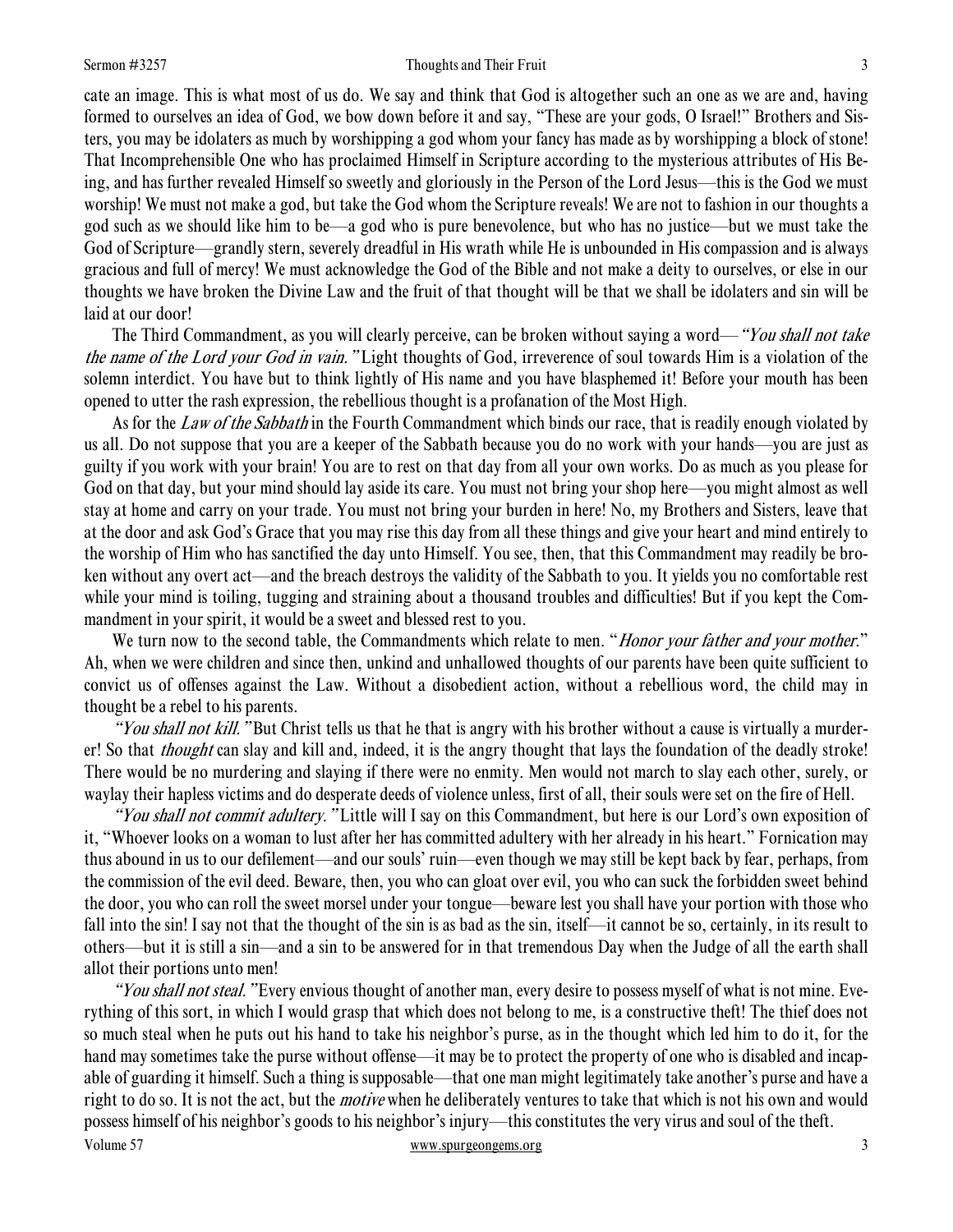cate an image. This is what most of us do. We say and think that God is altogether such an one as we are and, having formed to ourselves an idea of God, we bow down before it and say, "These are your gods, O Israel!" Brothers and Sisters, you may be idolaters as much by worshipping a god whom your fancy has made as by worshipping a block of stone! That Incomprehensible One who has proclaimed Himself in Scripture according to the mysterious attributes of His Being, and has further revealed Himself so sweetly and gloriously in the Person of the Lord Jesus—this is the God we must worship! We must not make a god, but take the God whom the Scripture reveals! We are not to fashion in our thoughts a god such as we should like him to be—a god who is pure benevolence, but who has no justice—but we must take the God of Scripture—grandly stern, severely dreadful in His wrath while He is unbounded in His compassion and is always gracious and full of mercy! We must acknowledge the God of the Bible and not make a deity to ourselves, or else in our thoughts we have broken the Divine Law and the fruit of that thought will be that we shall be idolaters and sin will be laid at our door!

The Third Commandment, as you will clearly perceive, can be broken without saying a word—*"You shall not take the name of the Lord your God in vain."* Light thoughts of God, irreverence of soul towards Him is a violation of the solemn interdict. You have but to think lightly of His name and you have blasphemed it! Before your mouth has been opened to utter the rash expression, the rebellious thought is a profanation of the Most High.

As for the *Law of the Sabbath* in the Fourth Commandment which binds our race, that is readily enough violated by us all. Do not suppose that you are a keeper of the Sabbath because you do no work with your hands—you are just as guilty if you work with your brain! You are to rest on that day from all your own works. Do as much as you please for God on that day, but your mind should lay aside its care. You must not bring your shop here—you might almost as well stay at home and carry on your trade. You must not bring your burden in here! No, my Brothers and Sisters, leave that at the door and ask God's Grace that you may rise this day from all these things and give your heart and mind entirely to the worship of Him who has sanctified the day unto Himself. You see, then, that this Commandment may readily be broken without any overt act—and the breach destroys the validity of the Sabbath to you. It yields you no comfortable rest while your mind is toiling, tugging and straining about a thousand troubles and difficulties! But if you kept the Commandment in your spirit, it would be a sweet and blessed rest to you.

We turn now to the second table, the Commandments which relate to men. "*Honor your father and your mother*." Ah, when we were children and since then, unkind and unhallowed thoughts of our parents have been quite sufficient to convict us of offenses against the Law. Without a disobedient action, without a rebellious word, the child may in thought be a rebel to his parents.

*"You shall not kill."* But Christ tells us that he that is angry with his brother without a cause is virtually a murderer! So that *thought* can slay and kill and, indeed, it is the angry thought that lays the foundation of the deadly stroke! There would be no murdering and slaying if there were no enmity. Men would not march to slay each other, surely, or waylay their hapless victims and do desperate deeds of violence unless, first of all, their souls were set on the fire of Hell.

*"You shall not commit adultery."* Little will I say on this Commandment, but here is our Lord's own exposition of it, "Whoever looks on a woman to lust after her has committed adultery with her already in his heart." Fornication may thus abound in us to our defilement—and our souls' ruin—even though we may still be kept back by fear, perhaps, from the commission of the evil deed. Beware, then, you who can gloat over evil, you who can suck the forbidden sweet behind the door, you who can roll the sweet morsel under your tongue—beware lest you shall have your portion with those who fall into the sin! I say not that the thought of the sin is as bad as the sin, itself—it cannot be so, certainly, in its result to others—but it is still a sin—and a sin to be answered for in that tremendous Day when the Judge of all the earth shall allot their portions unto men!

*"You shall not steal."* Every envious thought of another man, every desire to possess myself of what is not mine. Everything of this sort, in which I would grasp that which does not belong to me, is a constructive theft! The thief does not so much steal when he puts out his hand to take his neighbor's purse, as in the thought which led him to do it, for the hand may sometimes take the purse without offense—it may be to protect the property of one who is disabled and incapable of guarding it himself. Such a thing is supposable—that one man might legitimately take another's purse and have a right to do so. It is not the act, but the *motive* when he deliberately ventures to take that which is not his own and would possess himself of his neighbor's goods to his neighbor's injury—this constitutes the very virus and soul of the theft.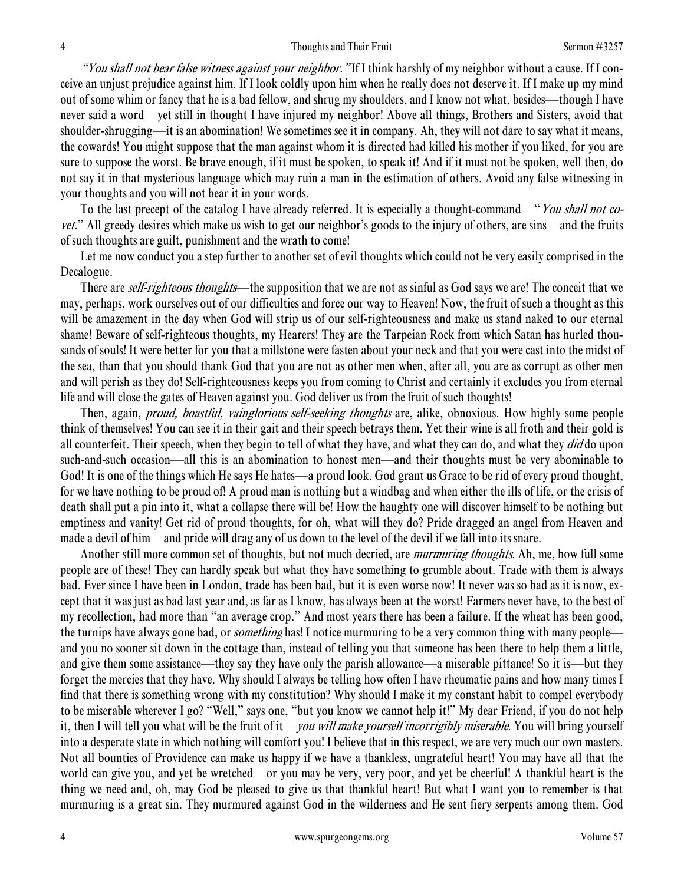*"You shall not bear false witness against your neighbor."* If I think harshly of my neighbor without a cause. If I conceive an unjust prejudice against him. If I look coldly upon him when he really does not deserve it. If I make up my mind out of some whim or fancy that he is a bad fellow, and shrug my shoulders, and I know not what, besides—though I have never said a word—yet still in thought I have injured my neighbor! Above all things, Brothers and Sisters, avoid that shoulder-shrugging—it is an abomination! We sometimes see it in company. Ah, they will not dare to say what it means, the cowards! You might suppose that the man against whom it is directed had killed his mother if you liked, for you are sure to suppose the worst. Be brave enough, if it must be spoken, to speak it! And if it must not be spoken, well then, do not say it in that mysterious language which may ruin a man in the estimation of others. Avoid any false witnessing in your thoughts and you will not bear it in your words.

To the last precept of the catalog I have already referred. It is especially a thought-command—"*You shall not covet.*" All greedy desires which make us wish to get our neighbor's goods to the injury of others, are sins—and the fruits of such thoughts are guilt, punishment and the wrath to come!

Let me now conduct you a step further to another set of evil thoughts which could not be very easily comprised in the Decalogue.

There are *self-righteous thoughts*—the supposition that we are not as sinful as God says we are! The conceit that we may, perhaps, work ourselves out of our difficulties and force our way to Heaven! Now, the fruit of such a thought as this will be amazement in the day when God will strip us of our self-righteousness and make us stand naked to our eternal shame! Beware of self-righteous thoughts, my Hearers! They are the Tarpeian Rock from which Satan has hurled thousands of souls! It were better for you that a millstone were fasten about your neck and that you were cast into the midst of the sea, than that you should thank God that you are not as other men when, after all, you are as corrupt as other men and will perish as they do! Self-righteousness keeps you from coming to Christ and certainly it excludes you from eternal life and will close the gates of Heaven against you. God deliver us from the fruit of such thoughts!

Then, again, *proud, boastful, vainglorious self-seeking thoughts* are, alike, obnoxious. How highly some people think of themselves! You can see it in their gait and their speech betrays them. Yet their wine is all froth and their gold is all counterfeit. Their speech, when they begin to tell of what they have, and what they can do, and what they *did* do upon such-and-such occasion—all this is an abomination to honest men—and their thoughts must be very abominable to God! It is one of the things which He says He hates—a proud look. God grant us Grace to be rid of every proud thought, for we have nothing to be proud of! A proud man is nothing but a windbag and when either the ills of life, or the crisis of death shall put a pin into it, what a collapse there will be! How the haughty one will discover himself to be nothing but emptiness and vanity! Get rid of proud thoughts, for oh, what will they do? Pride dragged an angel from Heaven and made a devil of him—and pride will drag any of us down to the level of the devil if we fall into its snare.

Another still more common set of thoughts, but not much decried, are *murmuring thoughts*. Ah, me, how full some people are of these! They can hardly speak but what they have something to grumble about. Trade with them is always bad. Ever since I have been in London, trade has been bad, but it is even worse now! It never was so bad as it is now, except that it was just as bad last year and, as far as I know, has always been at the worst! Farmers never have, to the best of my recollection, had more than "an average crop." And most years there has been a failure. If the wheat has been good, the turnips have always gone bad, or *something* has! I notice murmuring to be a very common thing with many people—and you no sooner sit down in the cottage than, instead of telling you that someone has been there to help them a little, and give them some assistance—they say they have only the parish allowance—a miserable pittance! So it is—but they forget the mercies that they have. Why should I always be telling how often I have rheumatic pains and how many times I find that there is something wrong with my constitution? Why should I make it my constant habit to compel everybody to be miserable wherever I go? "Well," says one, "but you know we cannot help it!" My dear Friend, if you do not help it, then I will tell you what will be the fruit of it—*you will make yourself incorrigibly miserable*. You will bring yourself into a desperate state in which nothing will comfort you! I believe that in this respect, we are very much our own masters. Not all bounties of Providence can make us happy if we have a thankless, ungrateful heart! You may have all that the world can give you, and yet be wretched—or you may be very, very poor, and yet be cheerful! A thankful heart is the thing we need and, oh, may God be pleased to give us that thankful heart! But what I want you to remember is that murmuring is a great sin. They murmured against God in the wilderness and He sent fiery serpents among them. God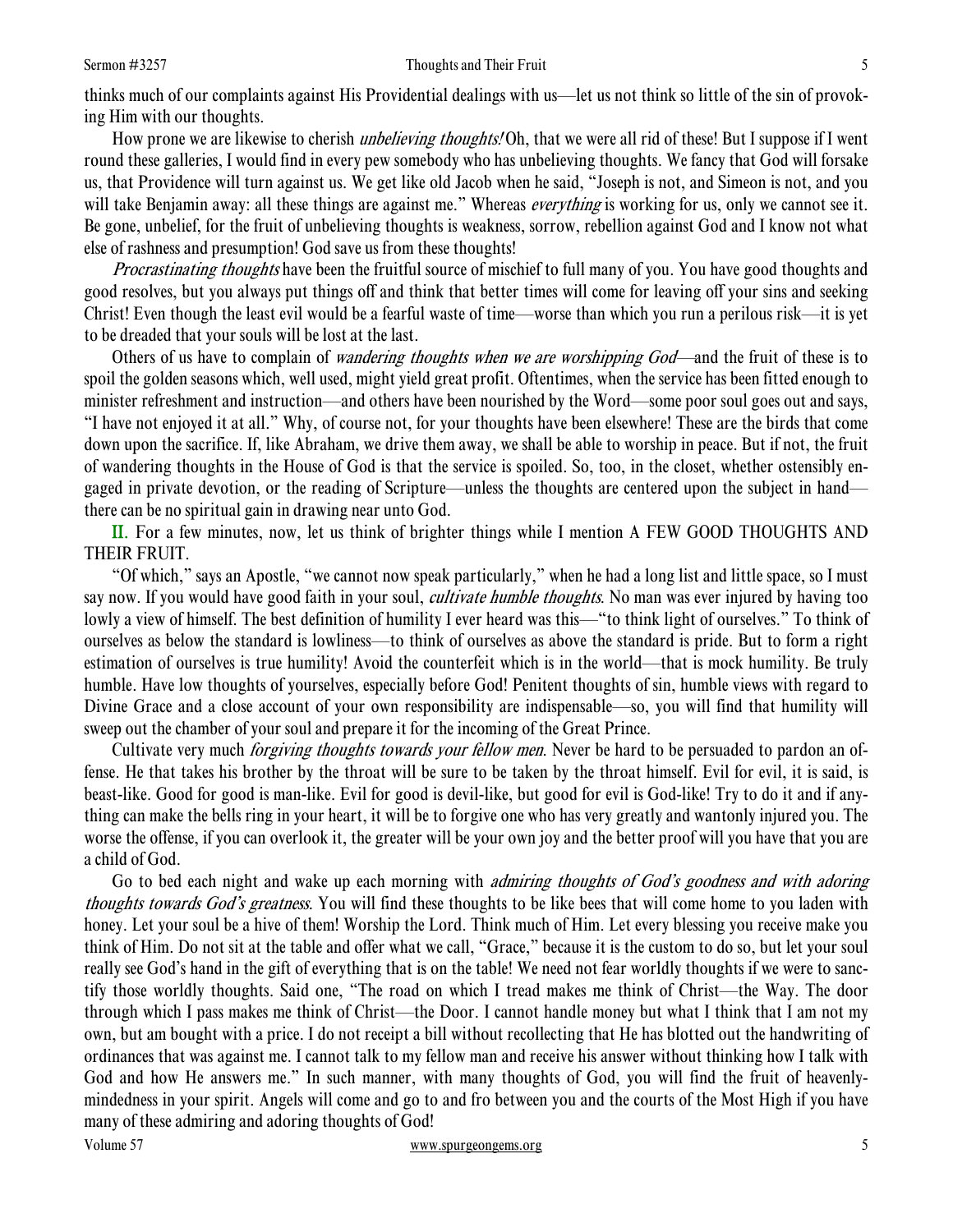thinks much of our complaints against His Providential dealings with us—let us not think so little of the sin of provoking Him with our thoughts.

How prone we are likewise to cherish *unbelieving thoughts!* Oh, that we were all rid of these! But I suppose if I went round these galleries, I would find in every pew somebody who has unbelieving thoughts. We fancy that God will forsake us, that Providence will turn against us. We get like old Jacob when he said, "Joseph is not, and Simeon is not, and you will take Benjamin away: all these things are against me." Whereas *everything* is working for us, only we cannot see it. Be gone, unbelief, for the fruit of unbelieving thoughts is weakness, sorrow, rebellion against God and I know not what else of rashness and presumption! God save us from these thoughts!

*Procrastinating thoughts* have been the fruitful source of mischief to full many of you. You have good thoughts and good resolves, but you always put things off and think that better times will come for leaving off your sins and seeking Christ! Even though the least evil would be a fearful waste of time—worse than which you run a perilous risk—it is yet to be dreaded that your souls will be lost at the last.

Others of us have to complain of *wandering thoughts when we are worshipping God*—and the fruit of these is to spoil the golden seasons which, well used, might yield great profit. Oftentimes, when the service has been fitted enough to minister refreshment and instruction—and others have been nourished by the Word—some poor soul goes out and says, "I have not enjoyed it at all." Why, of course not, for your thoughts have been elsewhere! These are the birds that come down upon the sacrifice. If, like Abraham, we drive them away, we shall be able to worship in peace. But if not, the fruit of wandering thoughts in the House of God is that the service is spoiled. So, too, in the closet, whether ostensibly engaged in private devotion, or the reading of Scripture—unless the thoughts are centered upon the subject in hand—there can be no spiritual gain in drawing near unto God.

II. For a few minutes, now, let us think of brighter things while I mention A FEW GOOD THOUGHTS AND THEIR FRUIT.

"Of which," says an Apostle, "we cannot now speak particularly," when he had a long list and little space, so I must say now. If you would have good faith in your soul, *cultivate humble thoughts*. No man was ever injured by having too lowly a view of himself. The best definition of humility I ever heard was this—"to think light of ourselves." To think of ourselves as below the standard is lowliness—to think of ourselves as above the standard is pride. But to form a right estimation of ourselves is true humility! Avoid the counterfeit which is in the world—that is mock humility. Be truly humble. Have low thoughts of yourselves, especially before God! Penitent thoughts of sin, humble views with regard to Divine Grace and a close account of your own responsibility are indispensable—so, you will find that humility will sweep out the chamber of your soul and prepare it for the incoming of the Great Prince.

Cultivate very much *forgiving thoughts towards your fellow men*. Never be hard to be persuaded to pardon an offense. He that takes his brother by the throat will be sure to be taken by the throat himself. Evil for evil, it is said, is beast-like. Good for good is man-like. Evil for good is devil-like, but good for evil is God-like! Try to do it and if anything can make the bells ring in your heart, it will be to forgive one who has very greatly and wantonly injured you. The worse the offense, if you can overlook it, the greater will be your own joy and the better proof will you have that you are a child of God.

Go to bed each night and wake up each morning with *admiring thoughts of God's goodness and with adoring thoughts towards God's greatness*. You will find these thoughts to be like bees that will come home to you laden with honey. Let your soul be a hive of them! Worship the Lord. Think much of Him. Let every blessing you receive make you think of Him. Do not sit at the table and offer what we call, "Grace," because it is the custom to do so, but let your soul really see God's hand in the gift of everything that is on the table! We need not fear worldly thoughts if we were to sanctify those worldly thoughts. Said one, "The road on which I tread makes me think of Christ—the Way. The door through which I pass makes me think of Christ—the Door. I cannot handle money but what I think that I am not my own, but am bought with a price. I do not receipt a bill without recollecting that He has blotted out the handwriting of ordinances that was against me. I cannot talk to my fellow man and receive his answer without thinking how I talk with God and how He answers me." In such manner, with many thoughts of God, you will find the fruit of heavenly-mindedness in your spirit. Angels will come and go to and fro between you and the courts of the Most High if you have many of these admiring and adoring thoughts of God!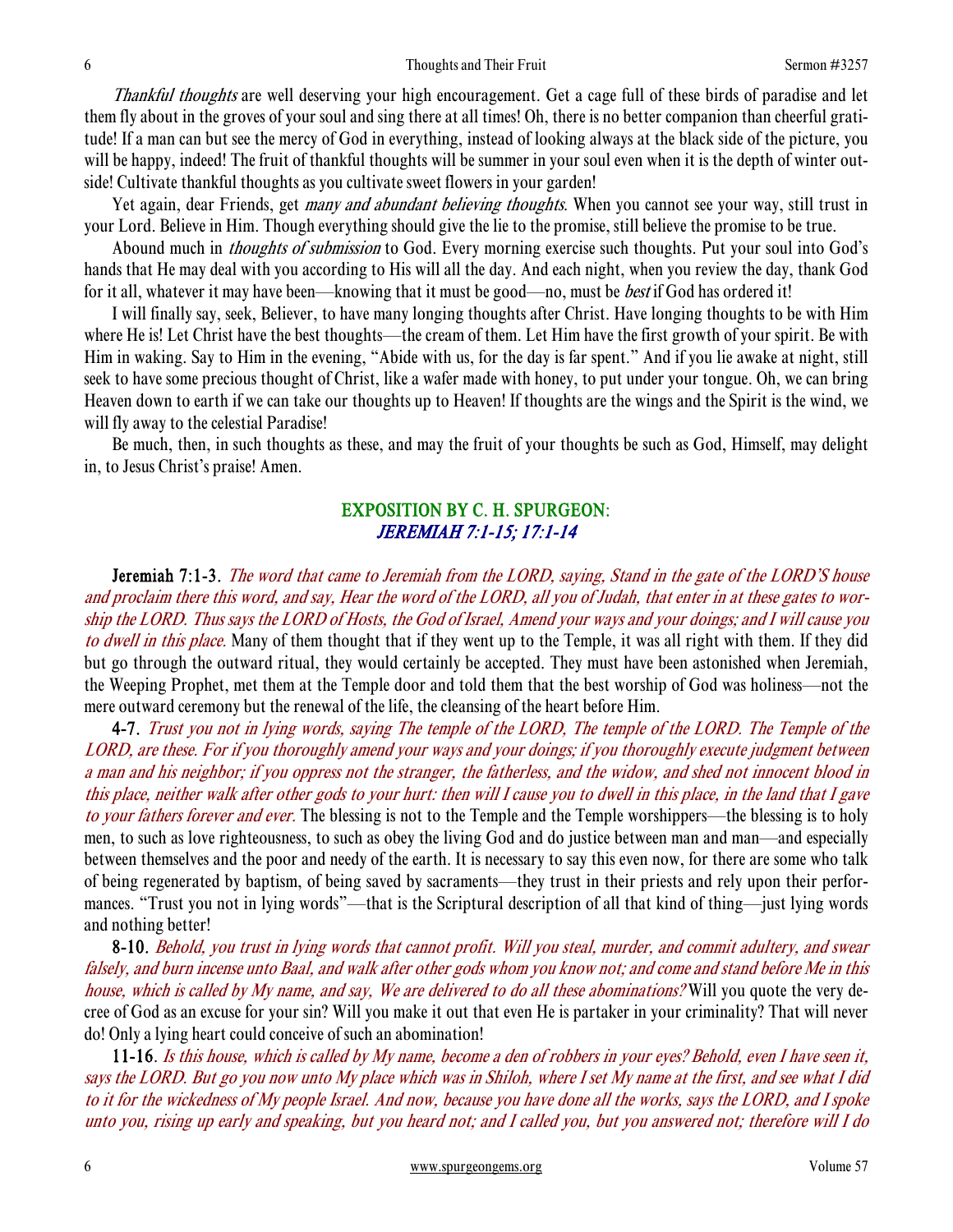*Thankful thoughts* are well deserving your high encouragement. Get a cage full of these birds of paradise and let them fly about in the groves of your soul and sing there at all times! Oh, there is no better companion than cheerful gratitude! If a man can but see the mercy of God in everything, instead of looking always at the black side of the picture, you will be happy, indeed! The fruit of thankful thoughts will be summer in your soul even when it is the depth of winter outside! Cultivate thankful thoughts as you cultivate sweet flowers in your garden!

Yet again, dear Friends, get *many and abundant believing thoughts*. When you cannot see your way, still trust in your Lord. Believe in Him. Though everything should give the lie to the promise, still believe the promise to be true.

Abound much in *thoughts of submission* to God. Every morning exercise such thoughts. Put your soul into God's hands that He may deal with you according to His will all the day. And each night, when you review the day, thank God for it all, whatever it may have been—knowing that it must be good—no, must be *best* if God has ordered it!

I will finally say, seek, Believer, to have many longing thoughts after Christ. Have longing thoughts to be with Him where He is! Let Christ have the best thoughts—the cream of them. Let Him have the first growth of your spirit. Be with Him in waking. Say to Him in the evening, "Abide with us, for the day is far spent." And if you lie awake at night, still seek to have some precious thought of Christ, like a wafer made with honey, to put under your tongue. Oh, we can bring Heaven down to earth if we can take our thoughts up to Heaven! If thoughts are the wings and the Spirit is the wind, we will fly away to the celestial Paradise!

Be much, then, in such thoughts as these, and may the fruit of your thoughts be such as God, Himself, may delight in, to Jesus Christ's praise! Amen.

## EXPOSITION BY C. H. SPURGEON: *JEREMIAH 7:1-15; 17:1-14*

**Jeremiah 7:1-3.** *The word that came to Jeremiah from the LORD, saying, Stand in the gate of the LORD'S house and proclaim there this word, and say, Hear the word of the LORD, all you of Judah, that enter in at these gates to worship the LORD. Thus says the LORD of Hosts, the God of Israel, Amend your ways and your doings; and I will cause you to dwell in this place.* Many of them thought that if they went up to the Temple, it was all right with them. If they did but go through the outward ritual, they would certainly be accepted. They must have been astonished when Jeremiah, the Weeping Prophet, met them at the Temple door and told them that the best worship of God was holiness—not the mere outward ceremony but the renewal of the life, the cleansing of the heart before Him.

**4-7.** *Trust you not in lying words, saying The temple of the LORD, The temple of the LORD. The Temple of the LORD, are these. For if you thoroughly amend your ways and your doings; if you thoroughly execute judgment between a man and his neighbor; if you oppress not the stranger, the fatherless, and the widow, and shed not innocent blood in this place, neither walk after other gods to your hurt: then will I cause you to dwell in this place, in the land that I gave to your fathers forever and ever.* The blessing is not to the Temple and the Temple worshippers—the blessing is to holy men, to such as love righteousness, to such as obey the living God and do justice between man and man—and especially between themselves and the poor and needy of the earth. It is necessary to say this even now, for there are some who talk of being regenerated by baptism, of being saved by sacraments—they trust in their priests and rely upon their performances. "Trust you not in lying words"—that is the Scriptural description of all that kind of thing—just lying words and nothing better!

**8-10.** *Behold, you trust in lying words that cannot profit. Will you steal, murder, and commit adultery, and swear falsely, and burn incense unto Baal, and walk after other gods whom you know not; and come and stand before Me in this house, which is called by My name, and say, We are delivered to do all these abominations?* Will you quote the very decree of God as an excuse for your sin? Will you make it out that even He is partaker in your criminality? That will never do! Only a lying heart could conceive of such an abomination!

**11-16.** *Is this house, which is called by My name, become a den of robbers in your eyes? Behold, even I have seen it, says the LORD. But go you now unto My place which was in Shiloh, where I set My name at the first, and see what I did to it for the wickedness of My people Israel. And now, because you have done all the works, says the LORD, and I spoke unto you, rising up early and speaking, but you heard not; and I called you, but you answered not; therefore will I do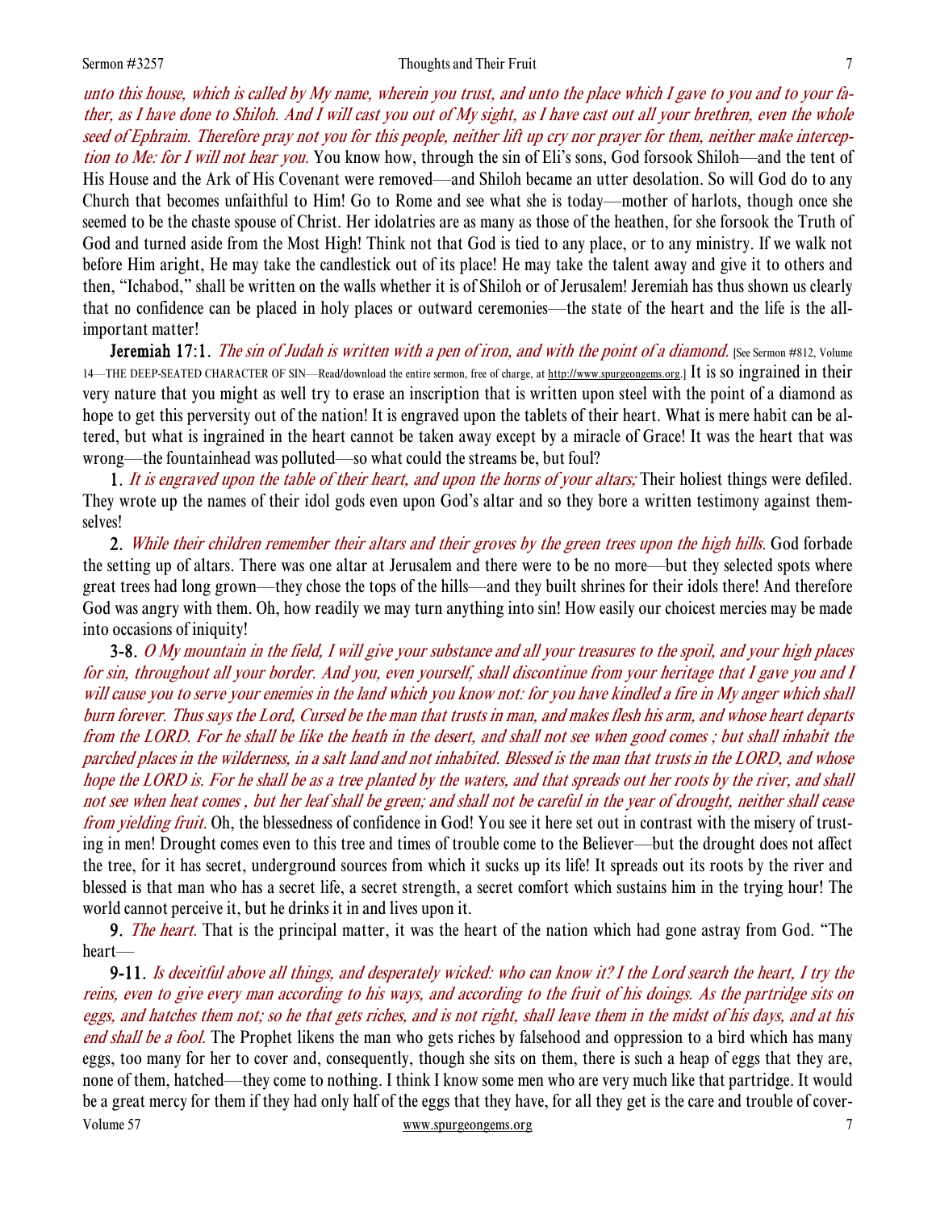*unto this house, which is called by My name, wherein you trust, and unto the place which I gave to you and to your father, as I have done to Shiloh. And I will cast you out of My sight, as I have cast out all your brethren, even the whole seed of Ephraim. Therefore pray not you for this people, neither lift up cry nor prayer for them, neither make intercession to Me: for I will not hear you.* You know how, through the sin of Eli's sons, God forsook Shiloh—and the tent of His House and the Ark of His Covenant were removed—and Shiloh became an utter desolation. So will God do to any Church that becomes unfaithful to Him! Go to Rome and see what she is today—mother of harlots, though once she seemed to be the chaste spouse of Christ. Her idolatries are as many as those of the heathen, for she forsook the Truth of God and turned aside from the Most High! Think not that God is tied to any place, or to any ministry. If we walk not before Him aright, He may take the candlestick out of its place! He may take the talent away and give it to others and then, "Ichabod," shall be written on the walls whether it is of Shiloh or of Jerusalem! Jeremiah has thus shown us clearly that no confidence can be placed in holy places or outward ceremonies—the state of the heart and the life is the all-important matter!

**Jeremiah 17:1.** *The sin of Judah is written with a pen of iron, and with the point of a diamond.* [See Sermon #812, Volume 14—THE DEEP-SEATED CHARACTER OF SIN—Read/download the entire sermon, free of charge, at http://www.spurgeongems.org.] It is so ingrained in their very nature that you might as well try to erase an inscription that is written upon steel with the point of a diamond as hope to get this perversity out of the nation! It is engraved upon the tablets of their heart. What is mere habit can be altered, but what is ingrained in the heart cannot be taken away except by a miracle of Grace! It was the heart that was wrong—the fountainhead was polluted—so what could the streams be, but foul?

**1.** *It is engraved upon the table of their heart, and upon the horns of your altars;* Their holiest things were defiled. They wrote up the names of their idol gods even upon God's altar and so they bore a written testimony against themselves!

**2.** *While their children remember their altars and their groves by the green trees upon the high hills.* God forbade the setting up of altars. There was one altar at Jerusalem and there were to be no more—but they selected spots where great trees had long grown—they chose the tops of the hills—and they built shrines for their idols there! And therefore God was angry with them. Oh, how readily we may turn anything into sin! How easily our choicest mercies may be made into occasions of iniquity!

**3-8.** *O My mountain in the field, I will give your substance and all your treasures to the spoil, and your high places for sin, throughout all your border. And you, even yourself, shall discontinue from your heritage that I gave you and I will cause you to serve your enemies in the land which you know not: for you have kindled a fire in My anger which shall burn forever. Thus says the Lord, Cursed be the man that trusts in man, and makes flesh his arm, and whose heart departs from the LORD. For he shall be like the heath in the desert, and shall not see when good comes ; but shall inhabit the parched places in the wilderness, in a salt land and not inhabited. Blessed is the man that trusts in the LORD, and whose hope the LORD is. For he shall be as a tree planted by the waters, and that spreads out her roots by the river, and shall not see when heat comes , but her leaf shall be green; and shall not be careful in the year of drought, neither shall cease from yielding fruit.* Oh, the blessedness of confidence in God! You see it here set out in contrast with the misery of trusting in men! Drought comes even to this tree and times of trouble come to the Believer—but the drought does not affect the tree, for it has secret, underground sources from which it sucks up its life! It spreads out its roots by the river and blessed is that man who has a secret life, a secret strength, a secret comfort which sustains him in the trying hour! The world cannot perceive it, but he drinks it in and lives upon it.

**9.** *The heart.* That is the principal matter, it was the heart of the nation which had gone astray from God. "The heart—

**9-11.** *Is deceitful above all things, and desperately wicked: who can know it? I the Lord search the heart, I try the reins, even to give every man according to his ways, and according to the fruit of his doings. As the partridge sits on eggs, and hatches them not; so he that gets riches, and is not right, shall leave them in the midst of his days, and at his end shall be a fool.* The Prophet likens the man who gets riches by falsehood and oppression to a bird which has many eggs, too many for her to cover and, consequently, though she sits on them, there is such a heap of eggs that they are, none of them, hatched—they come to nothing. I think I know some men who are very much like that partridge. It would be a great mercy for them if they had only half of the eggs that they have, for all they get is the care and trouble of cover-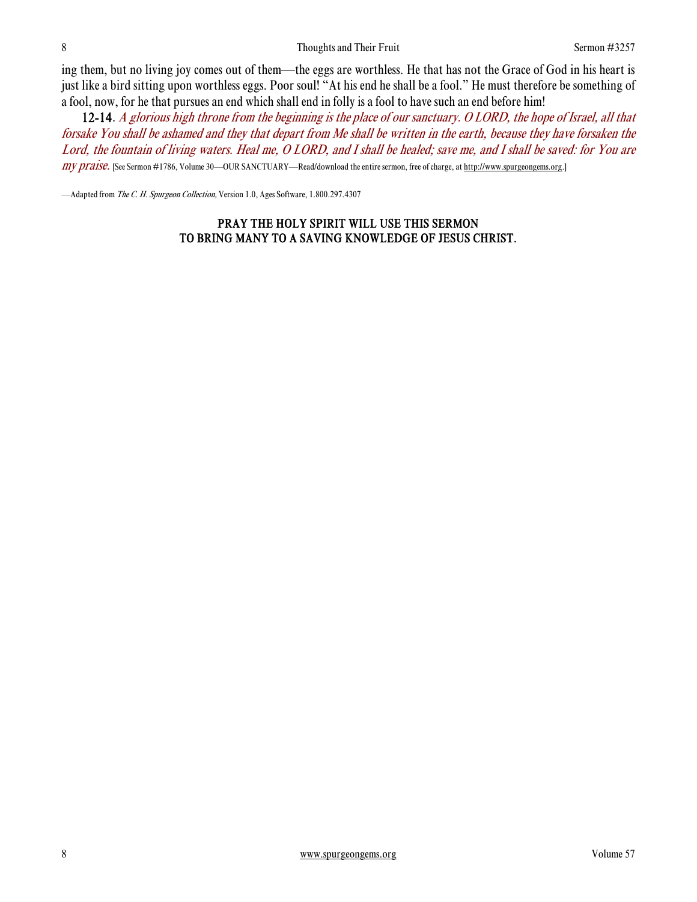ing them, but no living joy comes out of them—the eggs are worthless. He that has not the Grace of God in his heart is just like a bird sitting upon worthless eggs. Poor soul! "At his end he shall be a fool." He must therefore be something of a fool, now, for he that pursues an end which shall end in folly is a fool to have such an end before him!

**12-14**. *A glorious high throne from the beginning is the place of our sanctuary. O LORD, the hope of Israel, all that forsake You shall be ashamed and they that depart from Me shall be written in the earth, because they have forsaken the Lord, the fountain of living waters. Heal me, O LORD, and I shall be healed; save me, and I shall be saved: for You are my praise.* [See Sermon #1786, Volume 30—OUR SANCTUARY—Read/download the entire sermon, free of charge, at http://www.spurgeongems.org.]

—Adapted from *The C. H. Spurgeon Collection,* Version 1.0, Ages Software, 1.800.297.4307

**PRAY THE HOLY SPIRIT WILL USE THIS SERMON TO BRING MANY TO A SAVING KNOWLEDGE OF JESUS CHRIST.**